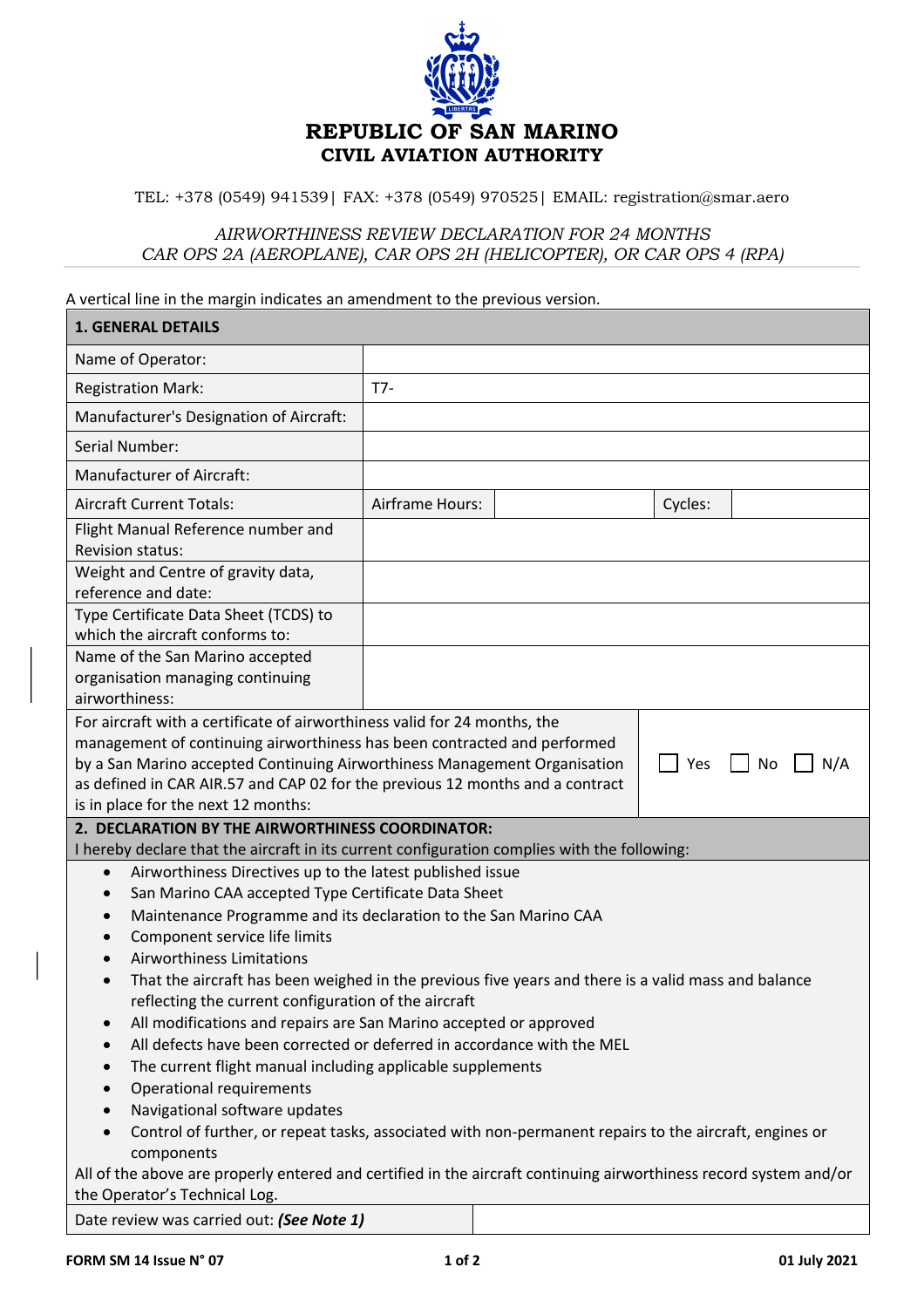**REPUBLIC OF SAN MARINO**
**CIVIL AVIATION AUTHORITY**

TEL: +378 (0549) 941539| FAX: +378 (0549) 970525| EMAIL: registration@smar.aero

*AIRWORTHINESS REVIEW DECLARATION FOR 24 MONTHS*
*CAR OPS 2A (AEROPLANE), CAR OPS 2H (HELICOPTER), OR CAR OPS 4 (RPA)*

A vertical line in the margin indicates an amendment to the previous version.

| **1. GENERAL DETAILS** | | | | |
|---|---|---|---|---|
| Name of Operator: | | | | |
| Registration Mark: | T7- | | | |
| Manufacturer's Designation of Aircraft: | | | | |
| Serial Number: | | | | |
| Manufacturer of Aircraft: | | | | |
| Aircraft Current Totals: | Airframe Hours: | | Cycles: | |
| Flight Manual Reference number and Revision status: | | | | |
| Weight and Centre of gravity data, reference and date: | | | | |
| Type Certificate Data Sheet (TCDS) to which the aircraft conforms to: | | | | |
| Name of the San Marino accepted organisation managing continuing airworthiness: | | | | |
| For aircraft with a certificate of airworthiness valid for 24 months, the management of continuing airworthiness has been contracted and performed by a San Marino accepted Continuing Airworthiness Management Organisation as defined in CAR AIR.57 and CAP 02 for the previous 12 months and a contract is in place for the next 12 months: | | | ☐ Yes ☐ No ☐ N/A | |

**2. DECLARATION BY THE AIRWORTHINESS COORDINATOR:**

I hereby declare that the aircraft in its current configuration complies with the following:

- Airworthiness Directives up to the latest published issue
- San Marino CAA accepted Type Certificate Data Sheet
- Maintenance Programme and its declaration to the San Marino CAA
- Component service life limits
- Airworthiness Limitations
- That the aircraft has been weighed in the previous five years and there is a valid mass and balance reflecting the current configuration of the aircraft
- All modifications and repairs are San Marino accepted or approved
- All defects have been corrected or deferred in accordance with the MEL
- The current flight manual including applicable supplements
- Operational requirements
- Navigational software updates
- Control of further, or repeat tasks, associated with non-permanent repairs to the aircraft, engines or components

All of the above are properly entered and certified in the aircraft continuing airworthiness record system and/or the Operator's Technical Log.

| Date review was carried out: ***(See Note 1)*** | |
|---|---|

FORM SM 14 Issue N° 07 — 01 July 2021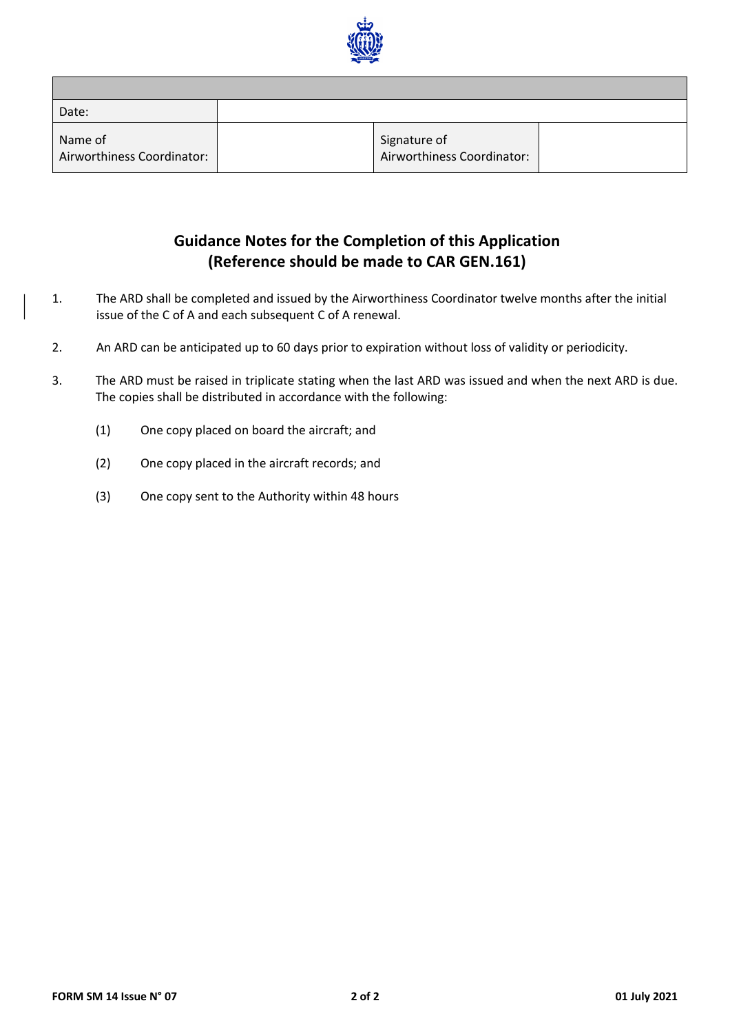| | | | |
|---|---|---|---|
| Date: | | | |
| Name of Airworthiness Coordinator: | | Signature of Airworthiness Coordinator: | |

## Guidance Notes for the Completion of this Application (Reference should be made to CAR GEN.161)

1. The ARD shall be completed and issued by the Airworthiness Coordinator twelve months after the initial issue of the C of A and each subsequent C of A renewal.

2. An ARD can be anticipated up to 60 days prior to expiration without loss of validity or periodicity.

3. The ARD must be raised in triplicate stating when the last ARD was issued and when the next ARD is due. The copies shall be distributed in accordance with the following:

   (1) One copy placed on board the aircraft; and

   (2) One copy placed in the aircraft records; and

   (3) One copy sent to the Authority within 48 hours

FORM SM 14 Issue N° 07 — 01 July 2021